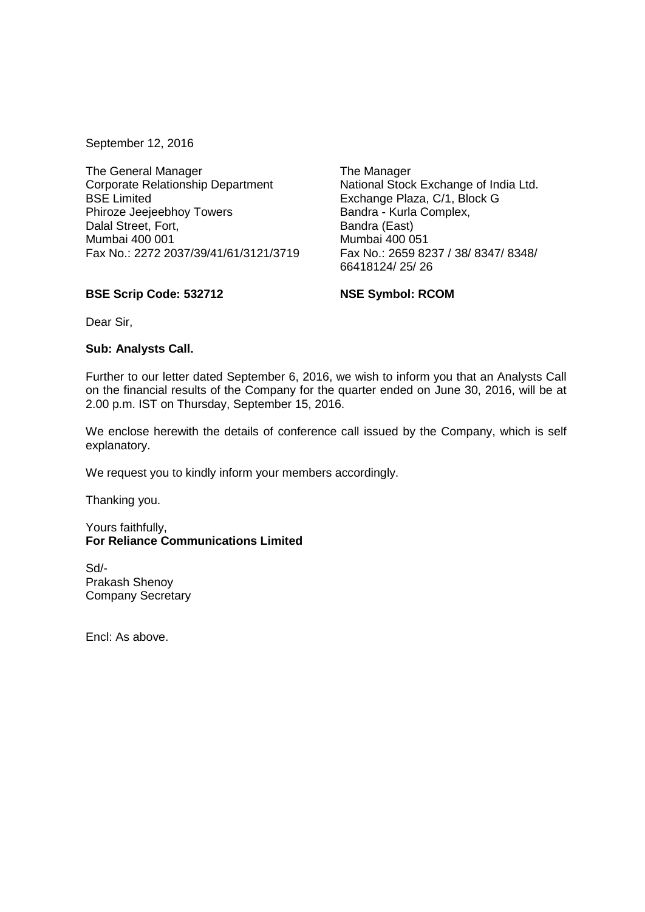September 12, 2016

The General Manager
Corporate Relationship Department
BSE Limited
Phiroze Jeejeebhoy Towers
Dalal Street, Fort,
Mumbai 400 001
Fax No.: 2272 2037/39/41/61/3121/3719

**BSE Scrip Code: 532712**

The Manager
National Stock Exchange of India Ltd.
Exchange Plaza, C/1, Block G
Bandra - Kurla Complex,
Bandra (East)
Mumbai 400 051
Fax No.: 2659 8237 / 38/ 8347/ 8348/ 66418124/ 25/ 26

**NSE Symbol: RCOM**

Dear Sir,

**Sub: Analysts Call.**

Further to our letter dated September 6, 2016, we wish to inform you that an Analysts Call on the financial results of the Company for the quarter ended on June 30, 2016, will be at 2.00 p.m. IST on Thursday, September 15, 2016.

We enclose herewith the details of conference call issued by the Company, which is self explanatory.

We request you to kindly inform your members accordingly.

Thanking you.

Yours faithfully,
**For Reliance Communications Limited**

Sd/-
Prakash Shenoy
Company Secretary

Encl: As above.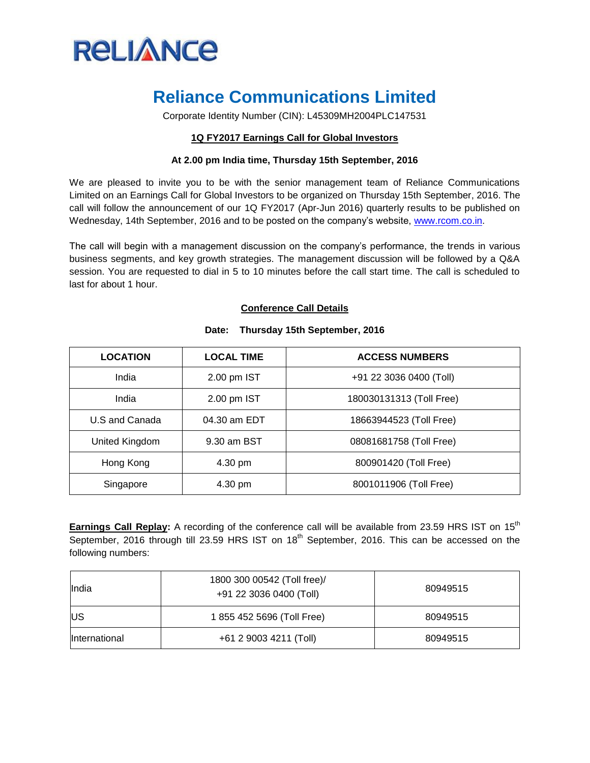RELIANCE

# Reliance Communications Limited

Corporate Identity Number (CIN): L45309MH2004PLC147531

**1Q FY2017 Earnings Call for Global Investors**

**At 2.00 pm India time, Thursday 15th September, 2016**

We are pleased to invite you to be with the senior management team of Reliance Communications Limited on an Earnings Call for Global Investors to be organized on Thursday 15th September, 2016. The call will follow the announcement of our 1Q FY2017 (Apr-Jun 2016) quarterly results to be published on Wednesday, 14th September, 2016 and to be posted on the company's website, www.rcom.co.in.

The call will begin with a management discussion on the company's performance, the trends in various business segments, and key growth strategies. The management discussion will be followed by a Q&A session. You are requested to dial in 5 to 10 minutes before the call start time. The call is scheduled to last for about 1 hour.

**Conference Call Details**

**Date: Thursday 15th September, 2016**

| LOCATION | LOCAL TIME | ACCESS NUMBERS |
|---|---|---|
| India | 2.00 pm IST | +91 22 3036 0400 (Toll) |
| India | 2.00 pm IST | 180030131313 (Toll Free) |
| U.S and Canada | 04.30 am EDT | 18663944523 (Toll Free) |
| United Kingdom | 9.30 am BST | 08081681758 (Toll Free) |
| Hong Kong | 4.30 pm | 800901420 (Toll Free) |
| Singapore | 4.30 pm | 8001011906 (Toll Free) |

**Earnings Call Replay:** A recording of the conference call will be available from 23.59 HRS IST on 15th September, 2016 through till 23.59 HRS IST on 18th September, 2016. This can be accessed on the following numbers:

| | | |
|---|---|---|
| India | 1800 300 00542 (Toll free)/ +91 22 3036 0400 (Toll) | 80949515 |
| US | 1 855 452 5696 (Toll Free) | 80949515 |
| International | +61 2 9003 4211 (Toll) | 80949515 |